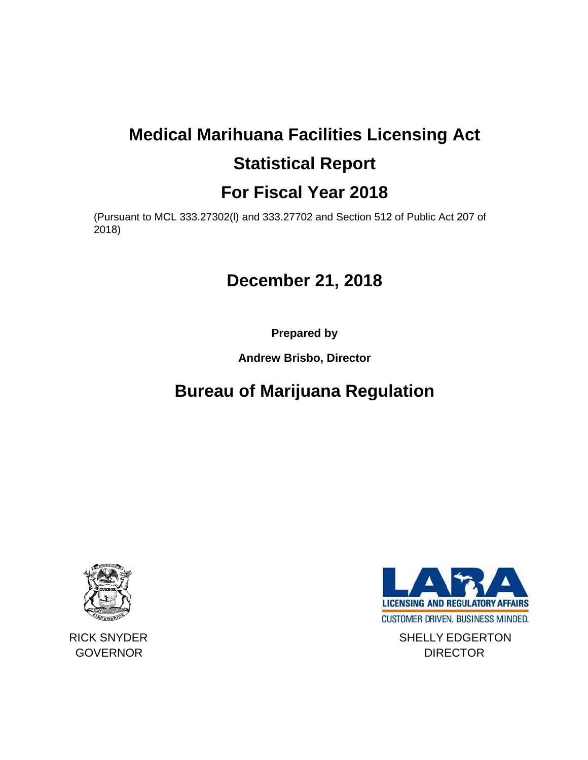# Medical Marihuana Facilities Licensing Act

# Statistical Report

# For Fiscal Year 2018

(Pursuant to MCL 333.27302(l) and 333.27702 and Section 512 of Public Act 207 of 2018)

## December 21, 2018

**Prepared by**

**Andrew Brisbo, Director**

## Bureau of Marijuana Regulation

LICENSING AND REGULATORY AFFAIRS

CUSTOMER DRIVEN. BUSINESS MINDED.

RICK SNYDER
GOVERNOR

SHELLY EDGERTON
DIRECTOR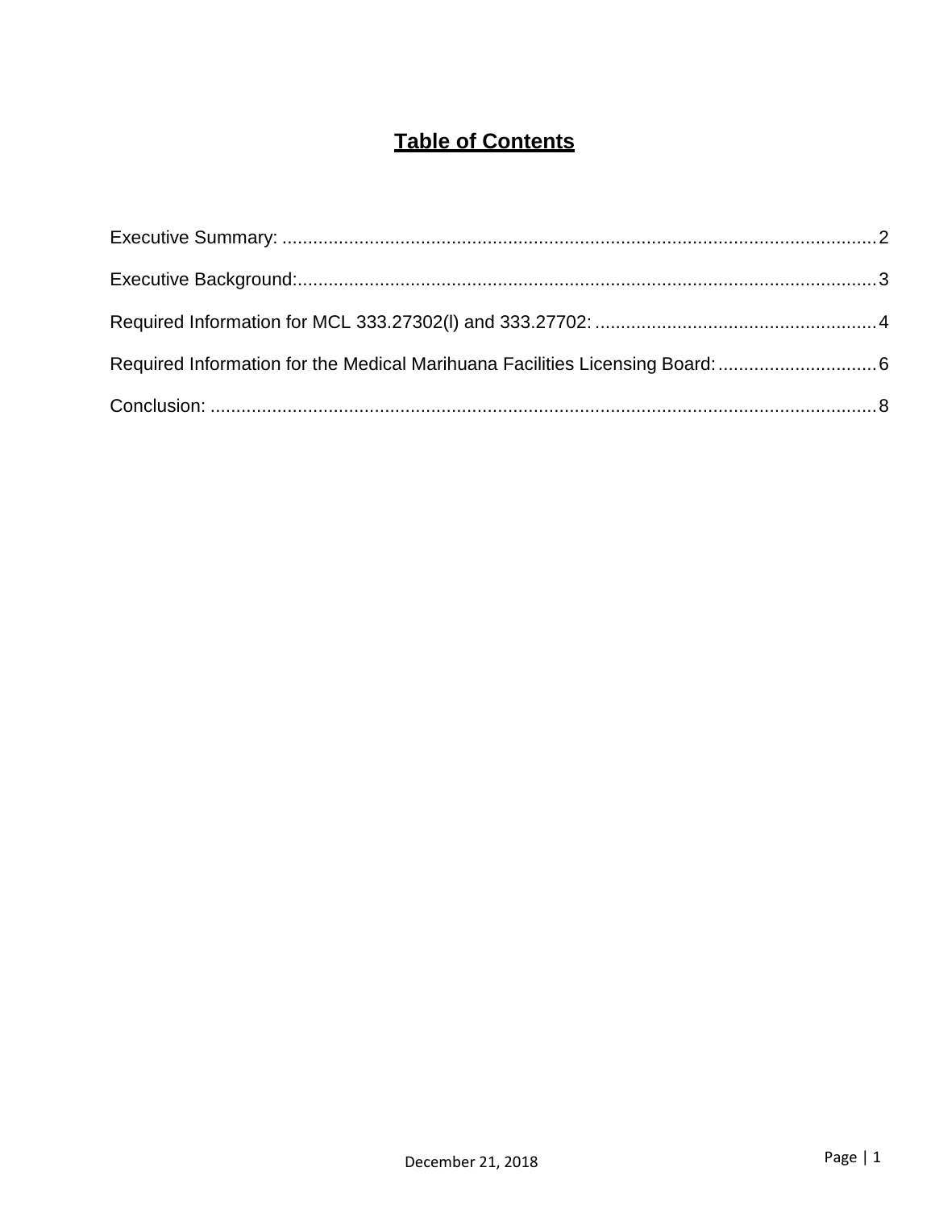# Table of Contents

Executive Summary: .................................................................................................................... 2

Executive Background:.................................................................................................................. 3

Required Information for MCL 333.27302(l) and 333.27702: ....................................................... 4

Required Information for the Medical Marihuana Facilities Licensing Board: ............................... 6

Conclusion: .................................................................................................................................... 8

December 21, 2018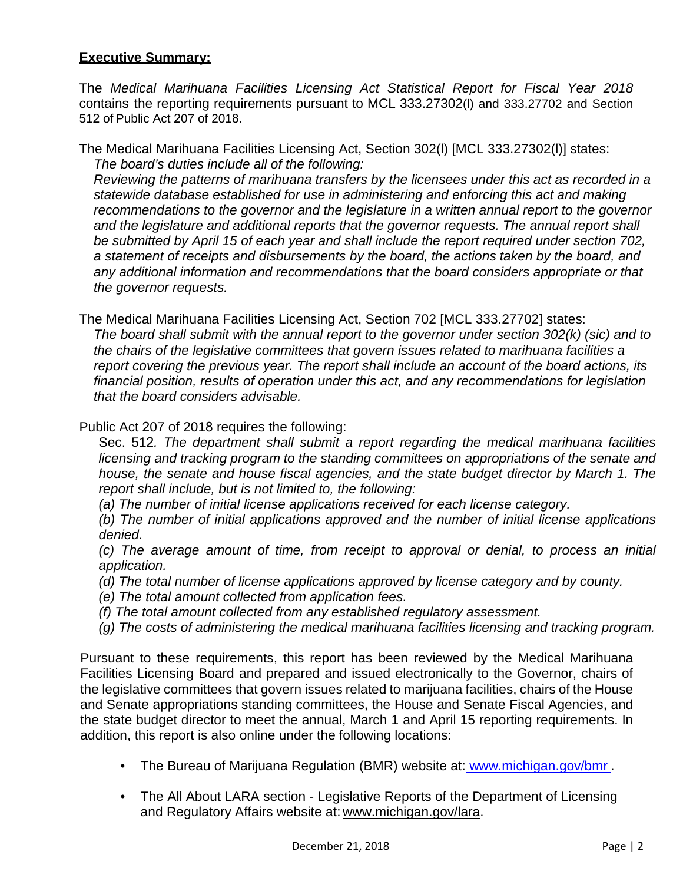**Executive Summary:**

The *Medical Marihuana Facilities Licensing Act Statistical Report for Fiscal Year 2018* contains the reporting requirements pursuant to MCL 333.27302(l) and 333.27702 and Section 512 of Public Act 207 of 2018.

The Medical Marihuana Facilities Licensing Act, Section 302(l) [MCL 333.27302(l)] states:

> *The board's duties include all of the following:*
>
> *Reviewing the patterns of marihuana transfers by the licensees under this act as recorded in a statewide database established for use in administering and enforcing this act and making recommendations to the governor and the legislature in a written annual report to the governor and the legislature and additional reports that the governor requests. The annual report shall be submitted by April 15 of each year and shall include the report required under section 702, a statement of receipts and disbursements by the board, the actions taken by the board, and any additional information and recommendations that the board considers appropriate or that the governor requests.*

The Medical Marihuana Facilities Licensing Act, Section 702 [MCL 333.27702] states:

> *The board shall submit with the annual report to the governor under section 302(k) (sic) and to the chairs of the legislative committees that govern issues related to marihuana facilities a report covering the previous year. The report shall include an account of the board actions, its financial position, results of operation under this act, and any recommendations for legislation that the board considers advisable.*

Public Act 207 of 2018 requires the following:

> Sec. 512*. The department shall submit a report regarding the medical marihuana facilities licensing and tracking program to the standing committees on appropriations of the senate and house, the senate and house fiscal agencies, and the state budget director by March 1. The report shall include, but is not limited to, the following:*
>
> *(a) The number of initial license applications received for each license category.*
>
> *(b) The number of initial applications approved and the number of initial license applications denied.*
>
> *(c) The average amount of time, from receipt to approval or denial, to process an initial application.*
>
> *(d) The total number of license applications approved by license category and by county.*
>
> *(e) The total amount collected from application fees.*
>
> *(f) The total amount collected from any established regulatory assessment.*
>
> *(g) The costs of administering the medical marihuana facilities licensing and tracking program.*

Pursuant to these requirements, this report has been reviewed by the Medical Marihuana Facilities Licensing Board and prepared and issued electronically to the Governor, chairs of the legislative committees that govern issues related to marijuana facilities, chairs of the House and Senate appropriations standing committees, the House and Senate Fiscal Agencies, and the state budget director to meet the annual, March 1 and April 15 reporting requirements. In addition, this report is also online under the following locations:

- The Bureau of Marijuana Regulation (BMR) website at: www.michigan.gov/bmr.
- The All About LARA section - Legislative Reports of the Department of Licensing and Regulatory Affairs website at: www.michigan.gov/lara.

December 21, 2018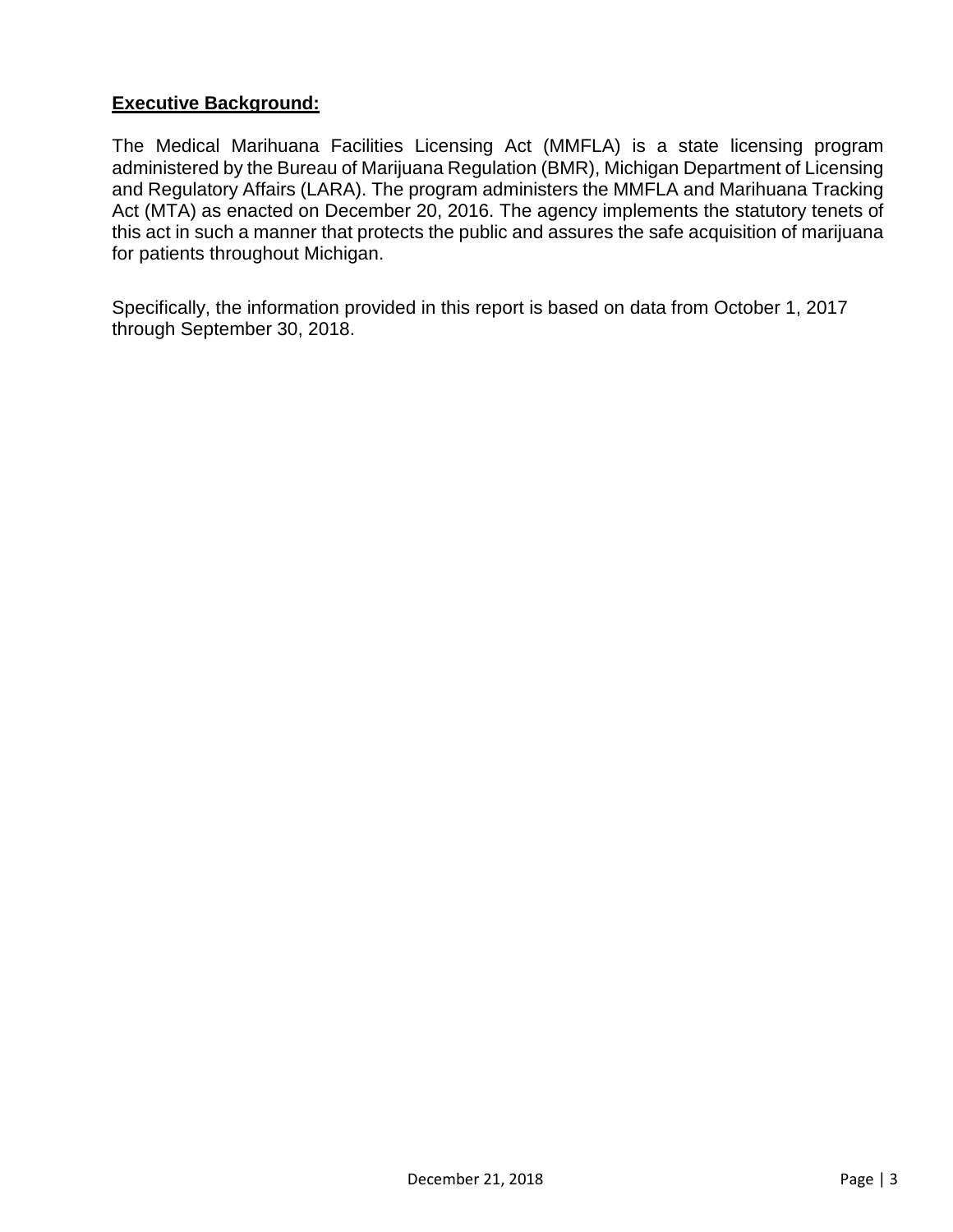## **Executive Background:**

The Medical Marihuana Facilities Licensing Act (MMFLA) is a state licensing program administered by the Bureau of Marijuana Regulation (BMR), Michigan Department of Licensing and Regulatory Affairs (LARA). The program administers the MMFLA and Marihuana Tracking Act (MTA) as enacted on December 20, 2016. The agency implements the statutory tenets of this act in such a manner that protects the public and assures the safe acquisition of marijuana for patients throughout Michigan.

Specifically, the information provided in this report is based on data from October 1, 2017 through September 30, 2018.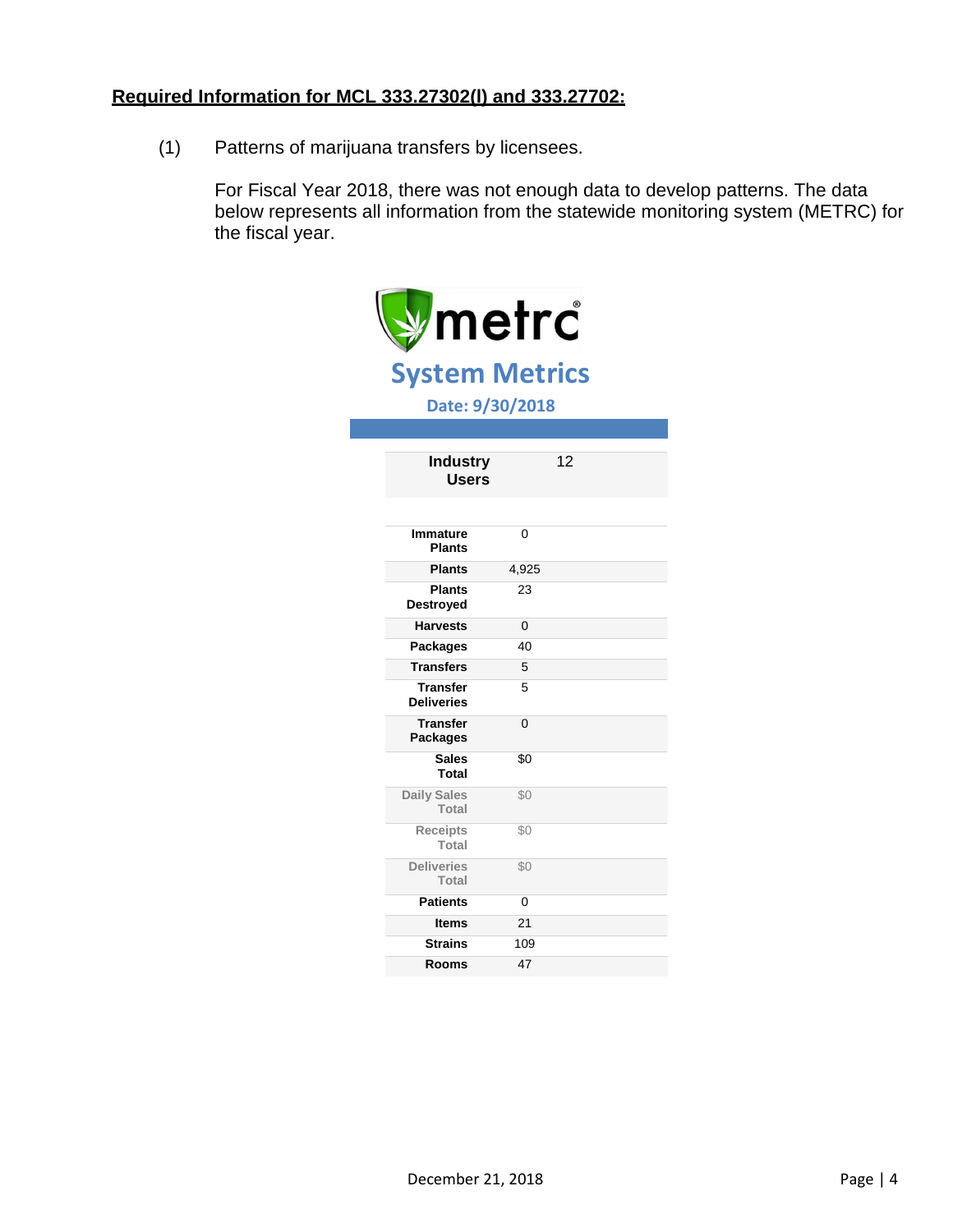**Required Information for MCL 333.27302(l) and 333.27702:**

(1) Patterns of marijuana transfers by licensees.

For Fiscal Year 2018, there was not enough data to develop patterns. The data below represents all information from the statewide monitoring system (METRC) for the fiscal year.

metrc

**System Metrics**

**Date: 9/30/2018**

| Metric | Value |
|---|---|
| **Industry Users** | 12 |
| **Immature Plants** | 0 |
| **Plants** | 4,925 |
| **Plants Destroyed** | 23 |
| **Harvests** | 0 |
| **Packages** | 40 |
| **Transfers** | 5 |
| **Transfer Deliveries** | 5 |
| **Transfer Packages** | 0 |
| **Sales Total** | $0 |
| Daily Sales Total | $0 |
| Receipts Total | $0 |
| Deliveries Total | $0 |
| **Patients** | 0 |
| **Items** | 21 |
| **Strains** | 109 |
| **Rooms** | 47 |

December 21, 2018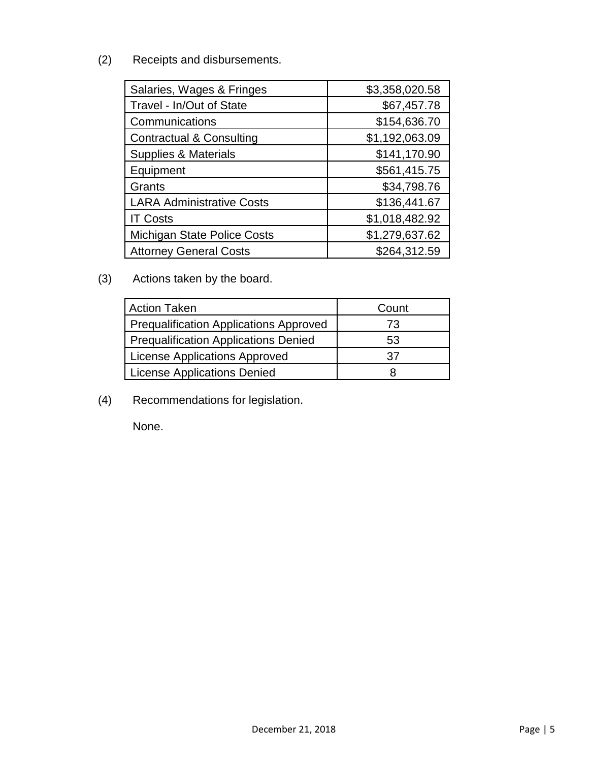(2) Receipts and disbursements.

| | |
|---|---|
| Salaries, Wages & Fringes | $3,358,020.58 |
| Travel - In/Out of State | $67,457.78 |
| Communications | $154,636.70 |
| Contractual & Consulting | $1,192,063.09 |
| Supplies & Materials | $141,170.90 |
| Equipment | $561,415.75 |
| Grants | $34,798.76 |
| LARA Administrative Costs | $136,441.67 |
| IT Costs | $1,018,482.92 |
| Michigan State Police Costs | $1,279,637.62 |
| Attorney General Costs | $264,312.59 |

(3) Actions taken by the board.

| Action Taken | Count |
|---|---|
| Prequalification Applications Approved | 73 |
| Prequalification Applications Denied | 53 |
| License Applications Approved | 37 |
| License Applications Denied | 8 |

(4) Recommendations for legislation.

None.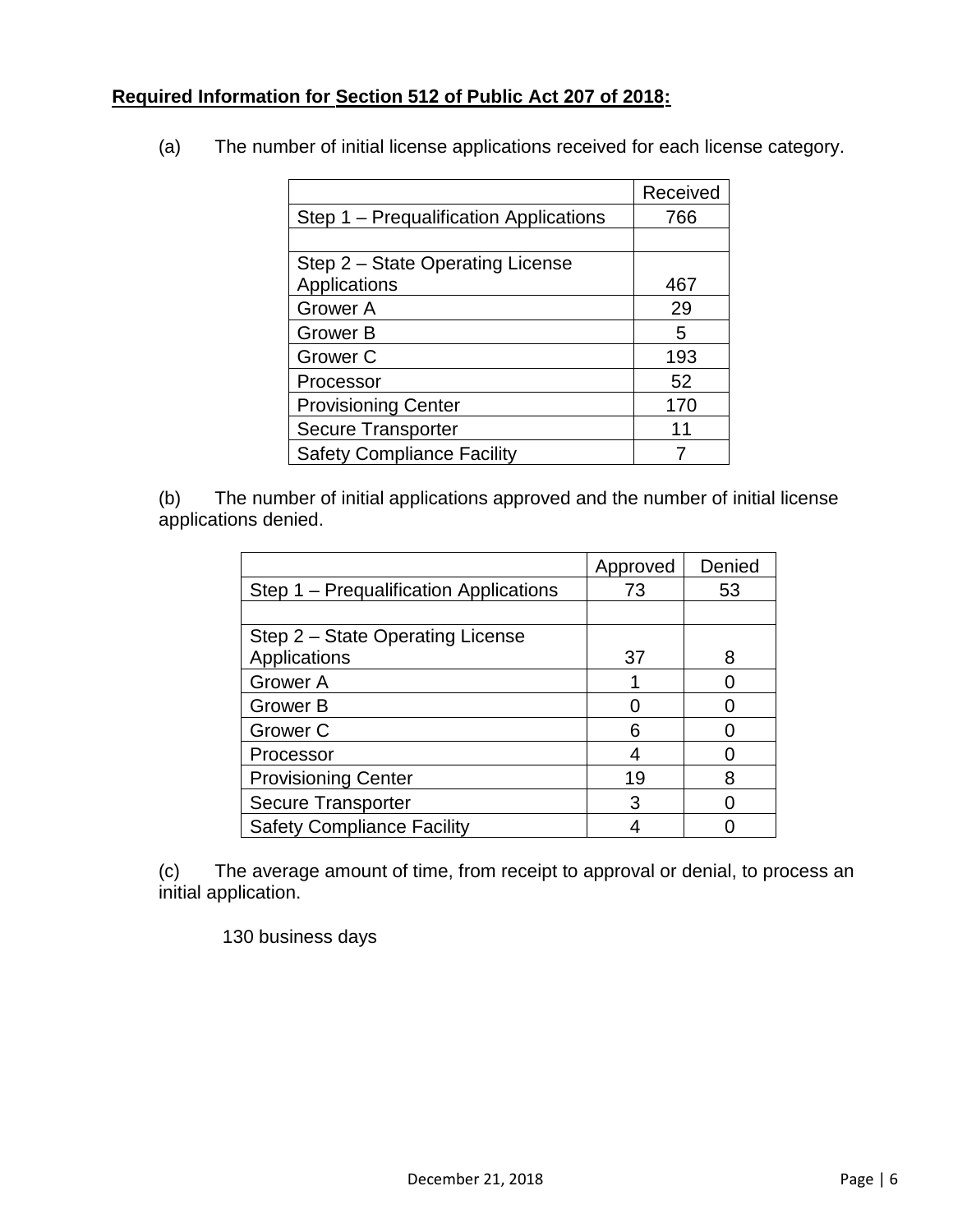**Required Information for Section 512 of Public Act 207 of 2018:**

(a) The number of initial license applications received for each license category.

| | Received |
|---|---|
| Step 1 – Prequalification Applications | 766 |
| | |
| Step 2 – State Operating License Applications | 467 |
| Grower A | 29 |
| Grower B | 5 |
| Grower C | 193 |
| Processor | 52 |
| Provisioning Center | 170 |
| Secure Transporter | 11 |
| Safety Compliance Facility | 7 |

(b) The number of initial applications approved and the number of initial license applications denied.

| | Approved | Denied |
|---|---|---|
| Step 1 – Prequalification Applications | 73 | 53 |
| | | |
| Step 2 – State Operating License Applications | 37 | 8 |
| Grower A | 1 | 0 |
| Grower B | 0 | 0 |
| Grower C | 6 | 0 |
| Processor | 4 | 0 |
| Provisioning Center | 19 | 8 |
| Secure Transporter | 3 | 0 |
| Safety Compliance Facility | 4 | 0 |

(c) The average amount of time, from receipt to approval or denial, to process an initial application.

130 business days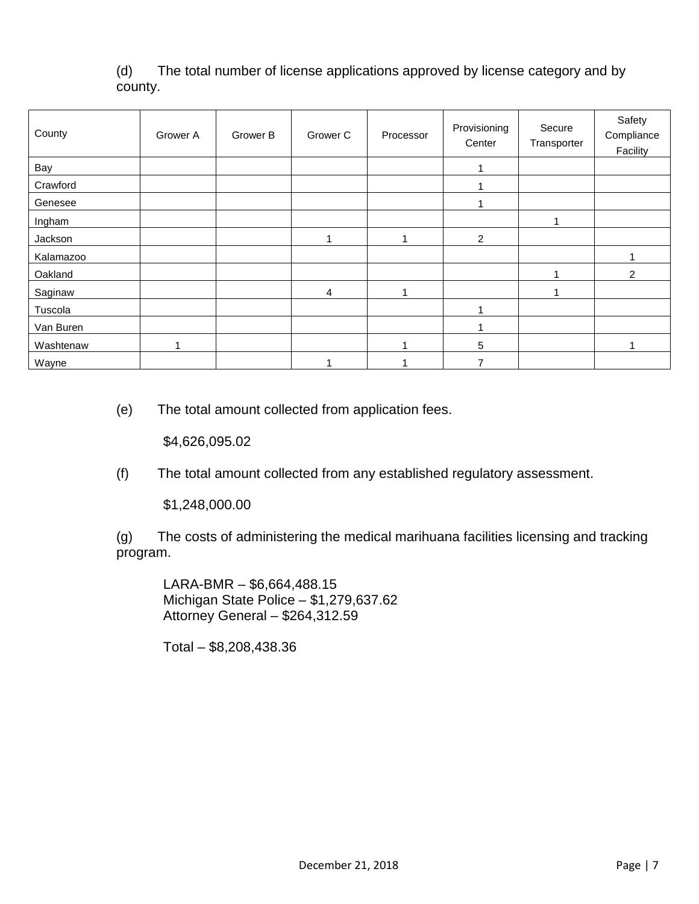(d) The total number of license applications approved by license category and by county.

| County | Grower A | Grower B | Grower C | Processor | Provisioning Center | Secure Transporter | Safety Compliance Facility |
|---|---|---|---|---|---|---|---|
| Bay | | | | | 1 | | |
| Crawford | | | | | 1 | | |
| Genesee | | | | | 1 | | |
| Ingham | | | | | | 1 | |
| Jackson | | | 1 | 1 | 2 | | |
| Kalamazoo | | | | | | | 1 |
| Oakland | | | | | | 1 | 2 |
| Saginaw | | | 4 | 1 | | 1 | |
| Tuscola | | | | | 1 | | |
| Van Buren | | | | | 1 | | |
| Washtenaw | 1 | | | 1 | 5 | | 1 |
| Wayne | | | 1 | 1 | 7 | | |

(e) The total amount collected from application fees.

$4,626,095.02

(f) The total amount collected from any established regulatory assessment.

$1,248,000.00

(g) The costs of administering the medical marihuana facilities licensing and tracking program.

LARA-BMR – $6,664,488.15
Michigan State Police – $1,279,637.62
Attorney General – $264,312.59

Total – $8,208,438.36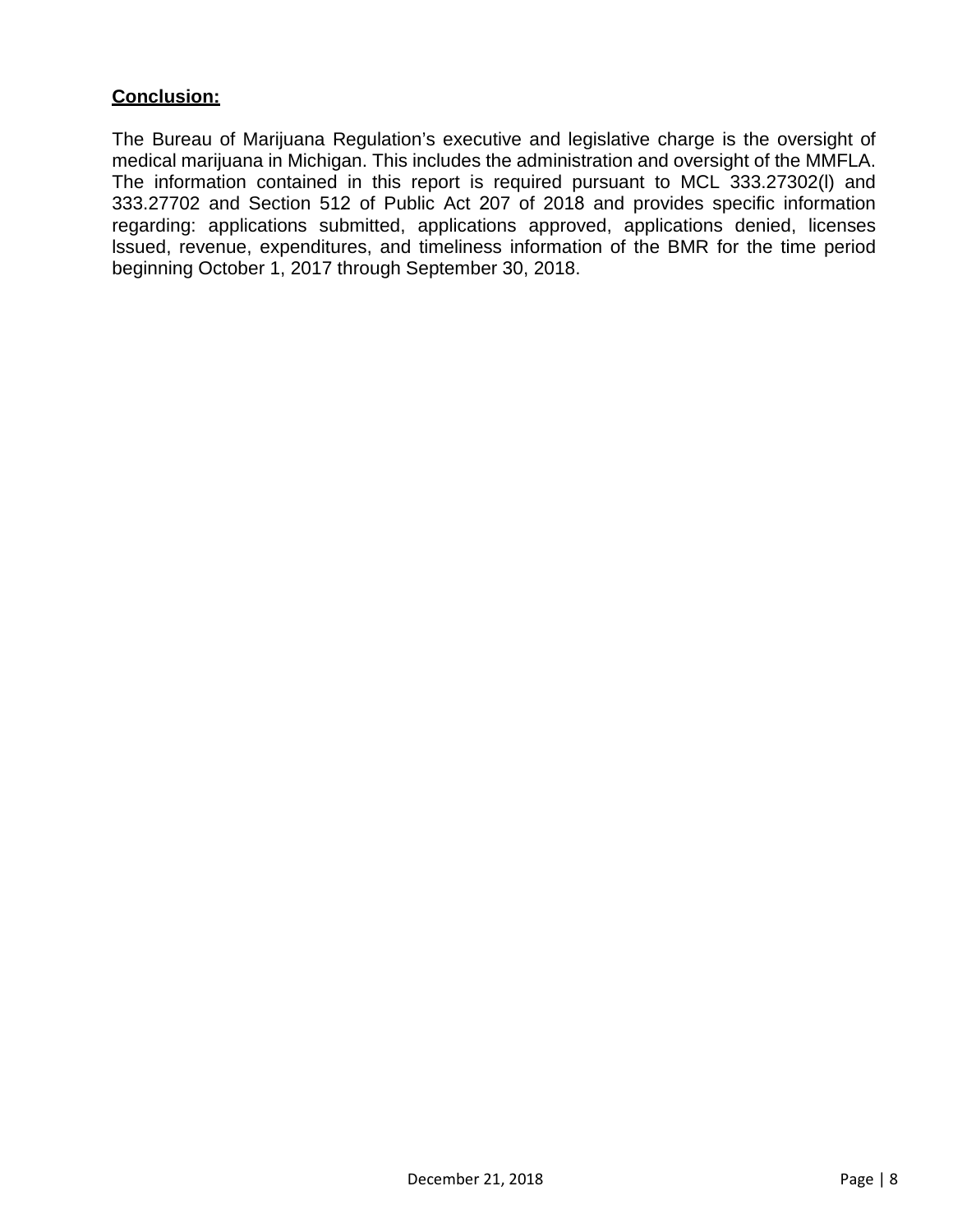**Conclusion:**

The Bureau of Marijuana Regulation's executive and legislative charge is the oversight of medical marijuana in Michigan. This includes the administration and oversight of the MMFLA. The information contained in this report is required pursuant to MCL 333.27302(l) and 333.27702 and Section 512 of Public Act 207 of 2018 and provides specific information regarding: applications submitted, applications approved, applications denied, licenses lssued, revenue, expenditures, and timeliness information of the BMR for the time period beginning October 1, 2017 through September 30, 2018.